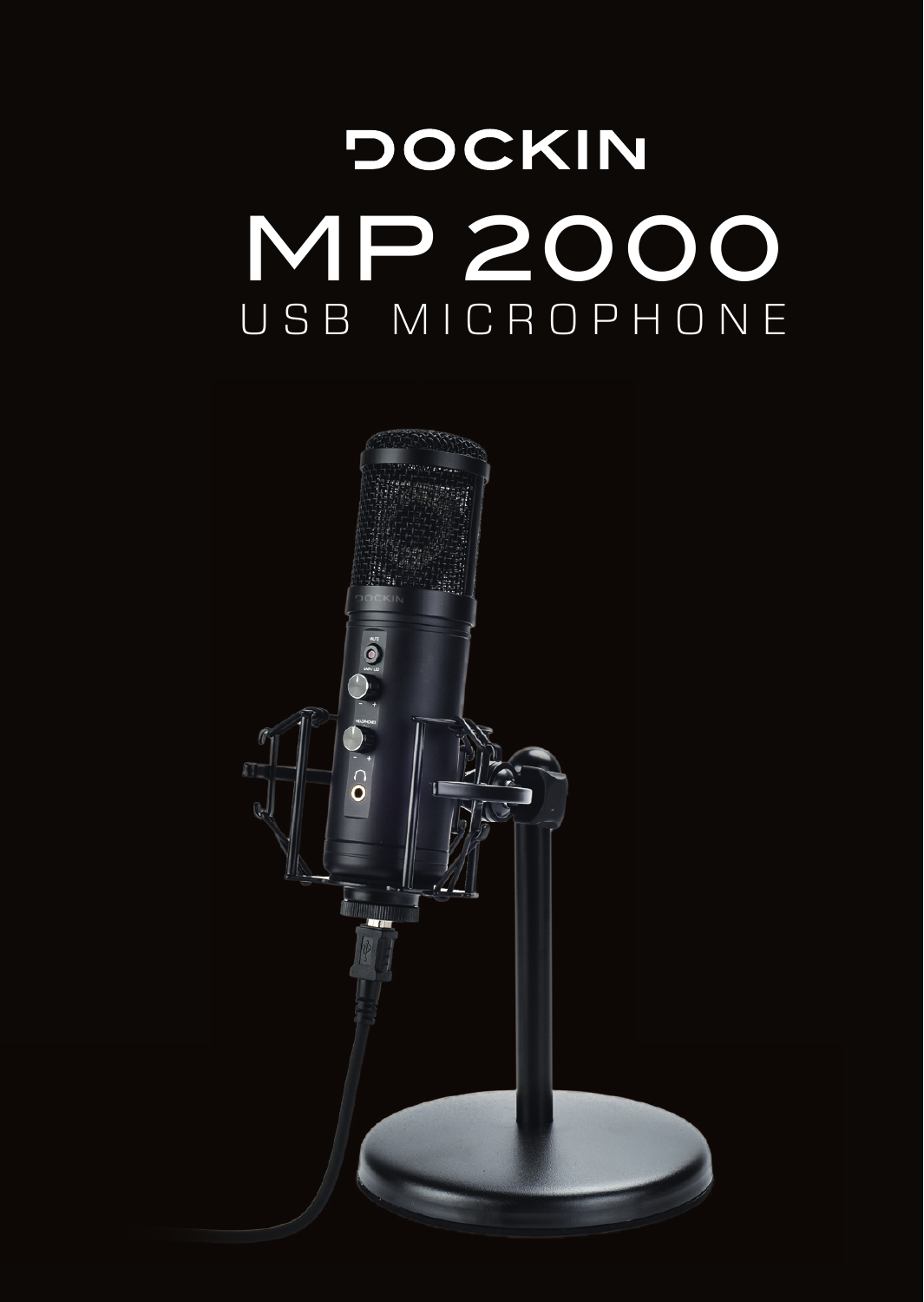# DOCKIN

# MP 2000

## USB MICROPHONE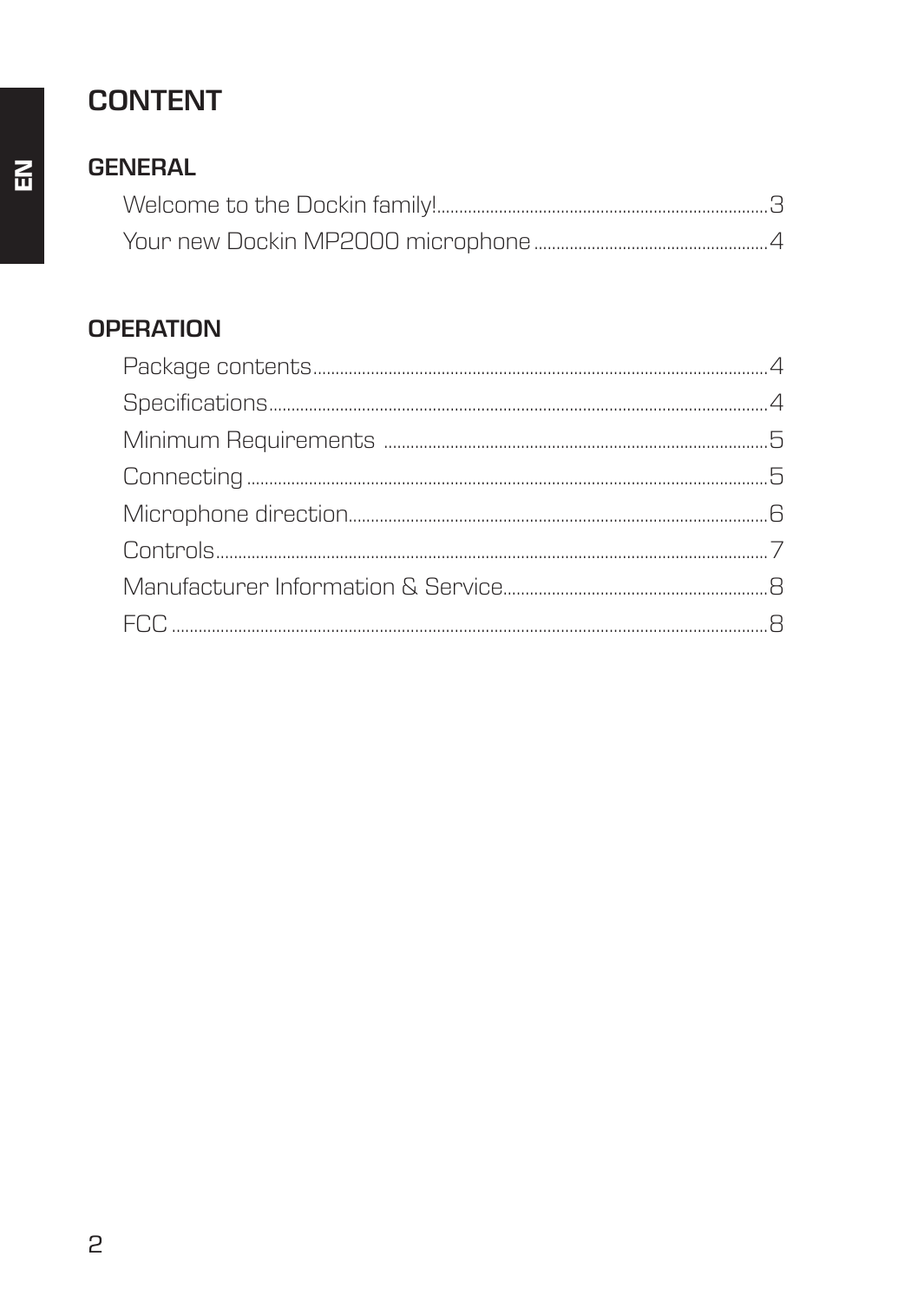# CONTENT

## GENERAL

Welcome to the Dockin family! .......... 3
Your new Dockin MP2000 microphone .......... 4

## OPERATION

Package contents .......... 4
Specifications .......... 4
Minimum Requirements .......... 5
Connecting .......... 5
Microphone direction .......... 6
Controls .......... 7
Manufacturer Information & Service .......... 8
FCC .......... 8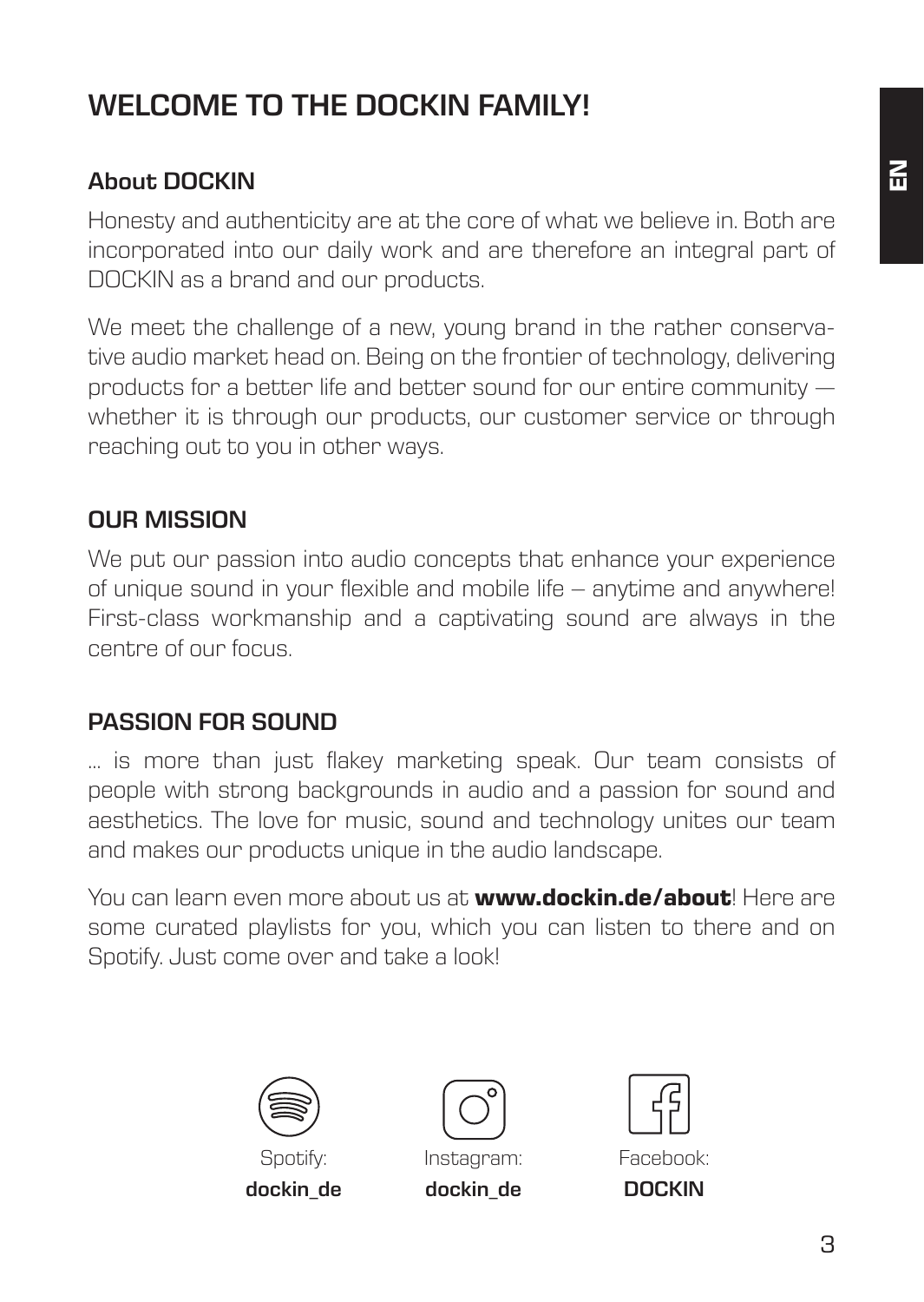# WELCOME TO THE DOCKIN FAMILY!

### About DOCKIN

Honesty and authenticity are at the core of what we believe in. Both are incorporated into our daily work and are therefore an integral part of DOCKIN as a brand and our products.

We meet the challenge of a new, young brand in the rather conservative audio market head on. Being on the frontier of technology, delivering products for a better life and better sound for our entire community — whether it is through our products, our customer service or through reaching out to you in other ways.

### OUR MISSION

We put our passion into audio concepts that enhance your experience of unique sound in your flexible and mobile life – anytime and anywhere! First-class workmanship and a captivating sound are always in the centre of our focus.

### PASSION FOR SOUND

... is more than just flakey marketing speak. Our team consists of people with strong backgrounds in audio and a passion for sound and aesthetics. The love for music, sound and technology unites our team and makes our products unique in the audio landscape.

You can learn even more about us at **www.dockin.de/about**! Here are some curated playlists for you, which you can listen to there and on Spotify. Just come over and take a look!

Spotify: **dockin_de**

Instagram: **dockin_de**

Facebook: **DOCKIN**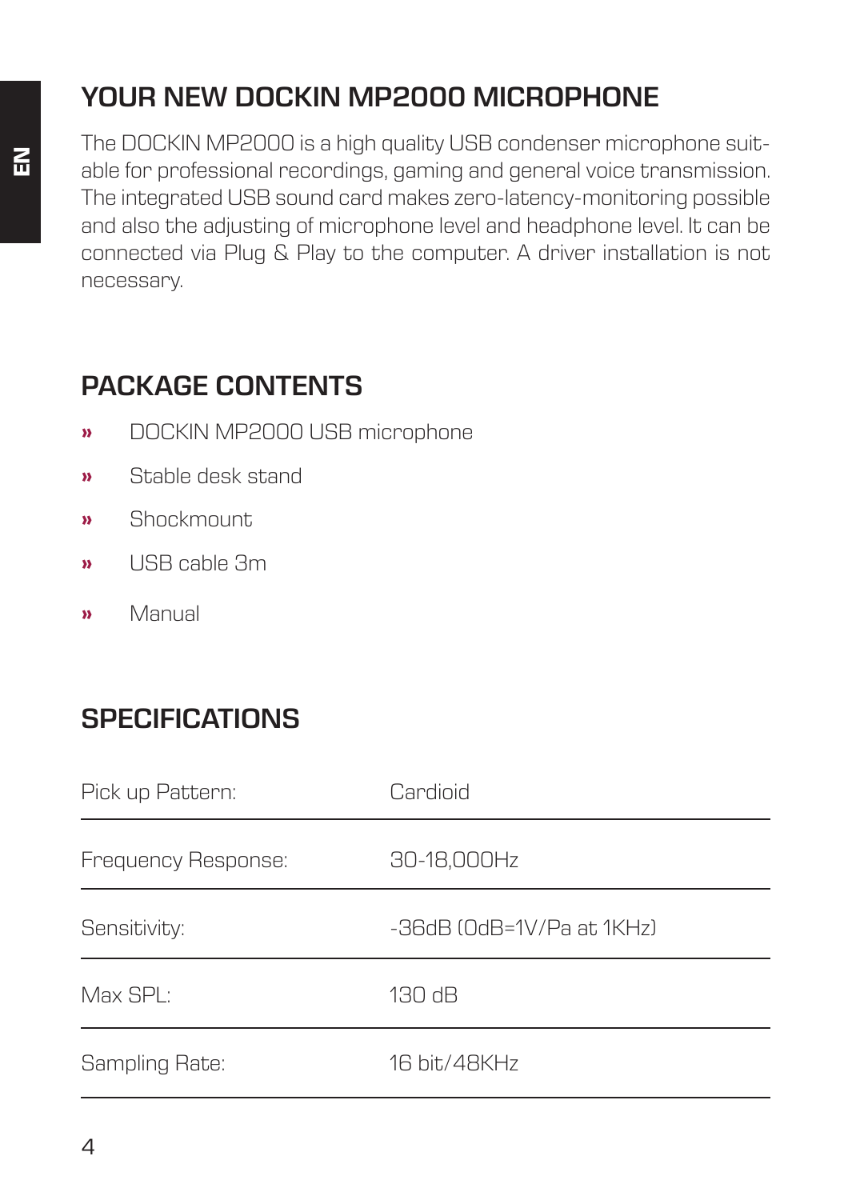## YOUR NEW DOCKIN MP2000 MICROPHONE

The DOCKIN MP2000 is a high quality USB condenser microphone suitable for professional recordings, gaming and general voice transmission. The integrated USB sound card makes zero-latency-monitoring possible and also the adjusting of microphone level and headphone level. It can be connected via Plug & Play to the computer. A driver installation is not necessary.

## PACKAGE CONTENTS

- DOCKIN MP2000 USB microphone
- Stable desk stand
- Shockmount
- USB cable 3m
- Manual

## SPECIFICATIONS

| | |
|---|---|
| Pick up Pattern: | Cardioid |
| Frequency Response: | 30-18,000Hz |
| Sensitivity: | -36dB (0dB=1V/Pa at 1KHz) |
| Max SPL: | 130 dB |
| Sampling Rate: | 16 bit/48KHz |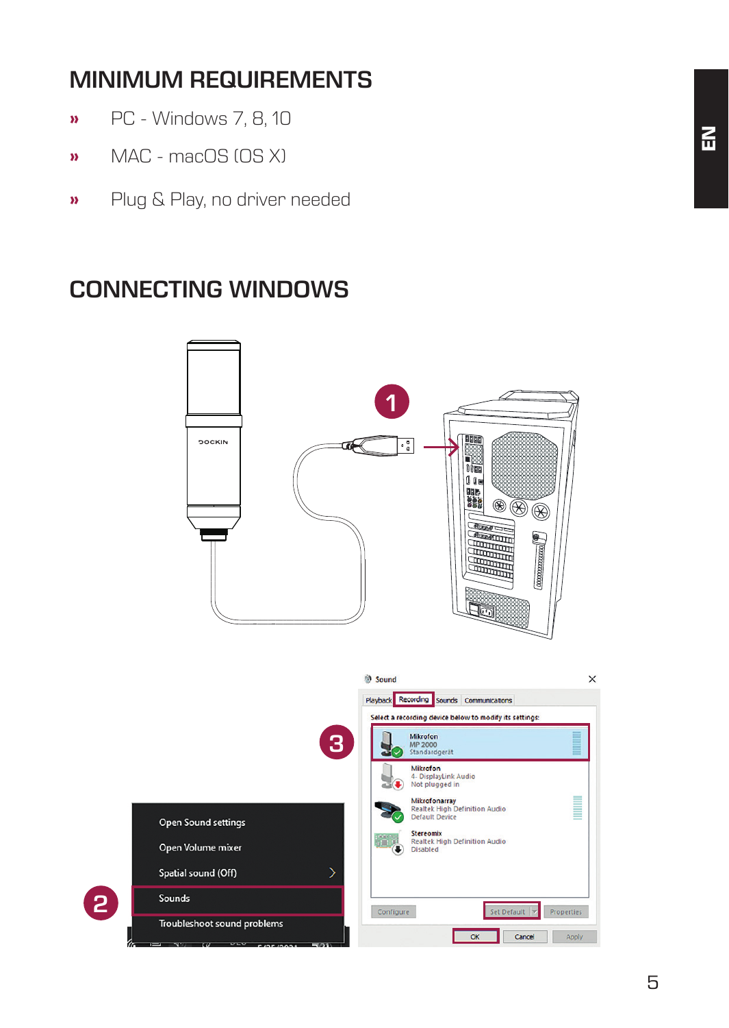# MINIMUM REQUIREMENTS

- PC - Windows 7, 8, 10
- MAC - macOS (OS X)
- Plug & Play, no driver needed

# CONNECTING WINDOWS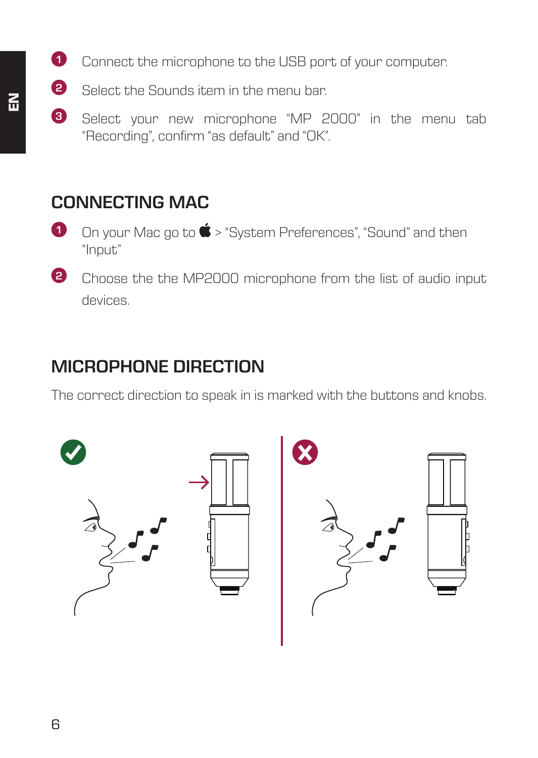1. Connect the microphone to the USB port of your computer.
2. Select the Sounds item in the menu bar.
3. Select your new microphone “MP 2000” in the menu tab “Recording”, confirm “as default” and “OK”.

## CONNECTING MAC

1. On your Mac go to  > “System Preferences”, “Sound” and then “Input”
2. Choose the the MP2000 microphone from the list of audio input devices.

## MICROPHONE DIRECTION

The correct direction to speak in is marked with the buttons and knobs.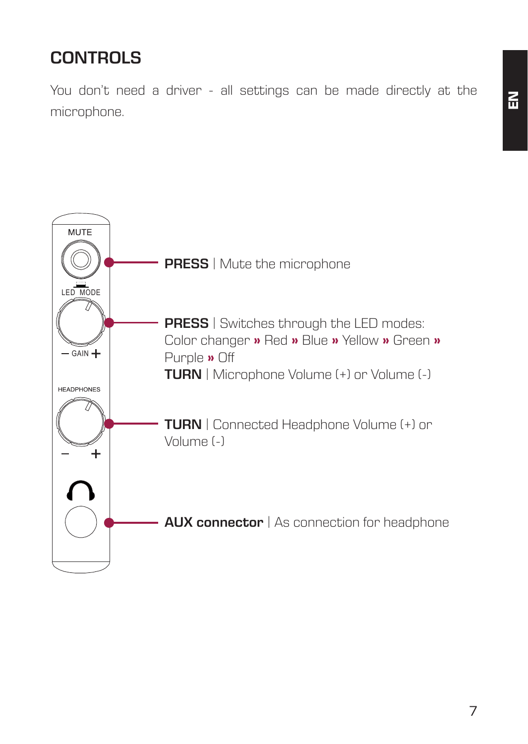## CONTROLS

You don't need a driver - all settings can be made directly at the microphone.

**PRESS** | Mute the microphone

**PRESS** | Switches through the LED modes: Color changer » Red » Blue » Yellow » Green » Purple » Off
**TURN** | Microphone Volume (+) or Volume (-)

**TURN** | Connected Headphone Volume (+) or Volume (-)

**AUX connector** | As connection for headphone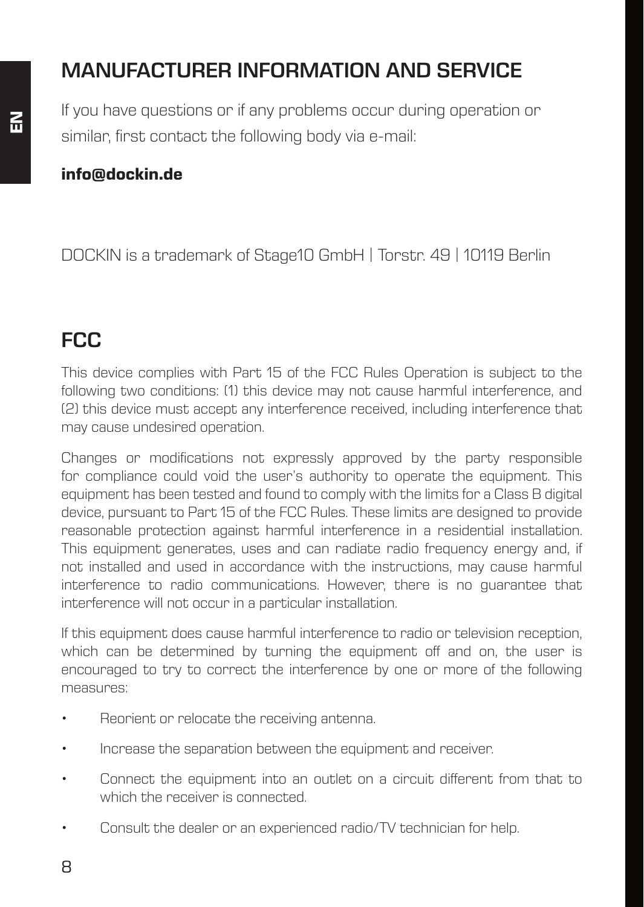## MANUFACTURER INFORMATION AND SERVICE

If you have questions or if any problems occur during operation or similar, first contact the following body via e-mail:

**info@dockin.de**

DOCKIN is a trademark of Stage10 GmbH | Torstr. 49 | 10119 Berlin

## FCC

This device complies with Part 15 of the FCC Rules Operation is subject to the following two conditions: (1) this device may not cause harmful interference, and (2) this device must accept any interference received, including interference that may cause undesired operation.

Changes or modifications not expressly approved by the party responsible for compliance could void the user's authority to operate the equipment. This equipment has been tested and found to comply with the limits for a Class B digital device, pursuant to Part 15 of the FCC Rules. These limits are designed to provide reasonable protection against harmful interference in a residential installation. This equipment generates, uses and can radiate radio frequency energy and, if not installed and used in accordance with the instructions, may cause harmful interference to radio communications. However, there is no guarantee that interference will not occur in a particular installation.

If this equipment does cause harmful interference to radio or television reception, which can be determined by turning the equipment off and on, the user is encouraged to try to correct the interference by one or more of the following measures:

- Reorient or relocate the receiving antenna.
- Increase the separation between the equipment and receiver.
- Connect the equipment into an outlet on a circuit different from that to which the receiver is connected.
- Consult the dealer or an experienced radio/TV technician for help.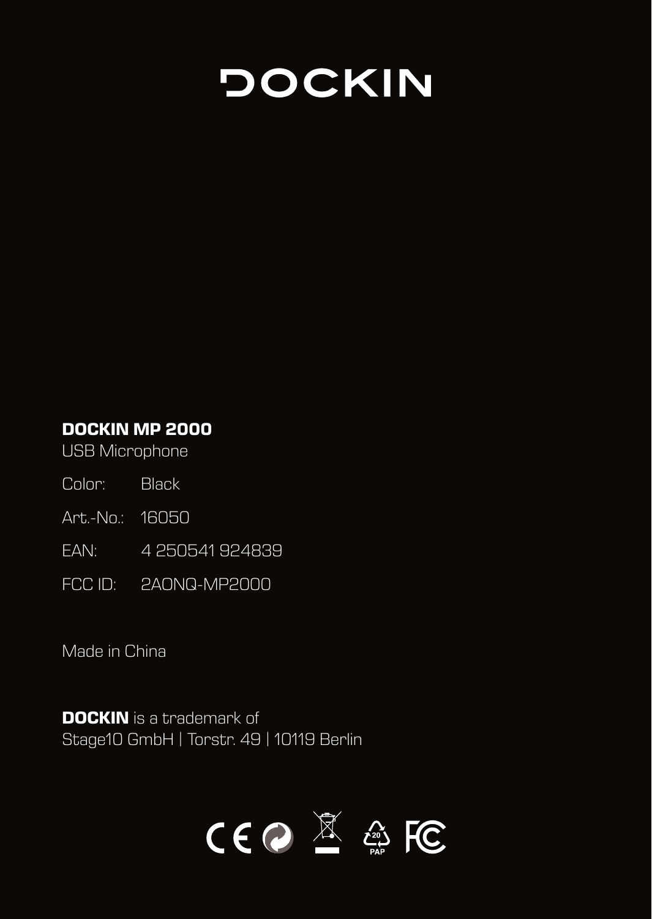# DOCKIN

**DOCKIN MP 2000**

USB Microphone

| | |
|---|---|
| Color: | Black |
| Art.-No.: | 16050 |
| EAN: | 4 250541 924839 |
| FCC ID: | 2AONQ-MP2000 |

Made in China

**DOCKIN** is a trademark of
Stage10 GmbH | Torstr. 49 | 10119 Berlin